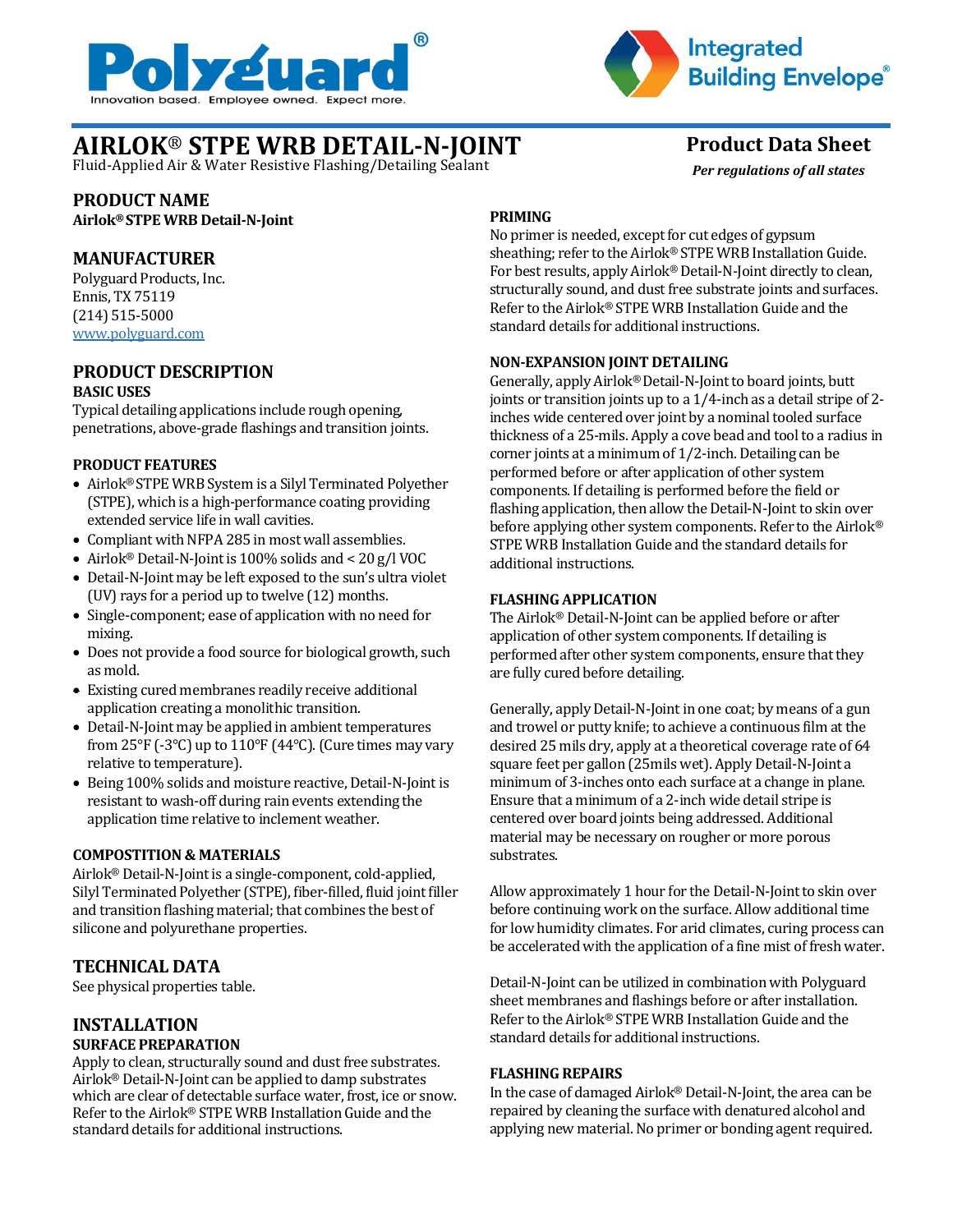Polyguard®
Innovation based. Employee owned. Expect more.

Integrated Building Envelope®

# AIRLOK® STPE WRB DETAIL-N-JOINT

Fluid-Applied Air & Water Resistive Flashing/Detailing Sealant

**Product Data Sheet**

***Per regulations of all states***

## PRODUCT NAME

**Airlok® STPE WRB Detail-N-Joint**

## MANUFACTURER

Polyguard Products, Inc.
Ennis, TX 75119
(214) 515-5000
www.polyguard.com

## PRODUCT DESCRIPTION

### BASIC USES

Typical detailing applications include rough opening, penetrations, above-grade flashings and transition joints.

### PRODUCT FEATURES

- Airlok® STPE WRB System is a Silyl Terminated Polyether (STPE), which is a high-performance coating providing extended service life in wall cavities.
- Compliant with NFPA 285 in most wall assemblies.
- Airlok® Detail-N-Joint is 100% solids and < 20 g/l VOC
- Detail-N-Joint may be left exposed to the sun's ultra violet (UV) rays for a period up to twelve (12) months.
- Single-component; ease of application with no need for mixing.
- Does not provide a food source for biological growth, such as mold.
- Existing cured membranes readily receive additional application creating a monolithic transition.
- Detail-N-Joint may be applied in ambient temperatures from 25°F (-3°C) up to 110°F (44°C). (Cure times may vary relative to temperature).
- Being 100% solids and moisture reactive, Detail-N-Joint is resistant to wash-off during rain events extending the application time relative to inclement weather.

### COMPOSTITION & MATERIALS

Airlok® Detail-N-Joint is a single-component, cold-applied, Silyl Terminated Polyether (STPE), fiber-filled, fluid joint filler and transition flashing material; that combines the best of silicone and polyurethane properties.

## TECHNICAL DATA

See physical properties table.

## INSTALLATION

### SURFACE PREPARATION

Apply to clean, structurally sound and dust free substrates. Airlok® Detail-N-Joint can be applied to damp substrates which are clear of detectable surface water, frost, ice or snow. Refer to the Airlok® STPE WRB Installation Guide and the standard details for additional instructions.

### PRIMING

No primer is needed, except for cut edges of gypsum sheathing; refer to the Airlok® STPE WRB Installation Guide. For best results, apply Airlok® Detail-N-Joint directly to clean, structurally sound, and dust free substrate joints and surfaces. Refer to the Airlok® STPE WRB Installation Guide and the standard details for additional instructions.

### NON-EXPANSION JOINT DETAILING

Generally, apply Airlok® Detail-N-Joint to board joints, butt joints or transition joints up to a 1/4-inch as a detail stripe of 2-inches wide centered over joint by a nominal tooled surface thickness of a 25-mils. Apply a cove bead and tool to a radius in corner joints at a minimum of 1/2-inch. Detailing can be performed before or after application of other system components. If detailing is performed before the field or flashing application, then allow the Detail-N-Joint to skin over before applying other system components. Refer to the Airlok® STPE WRB Installation Guide and the standard details for additional instructions.

### FLASHING APPLICATION

The Airlok® Detail-N-Joint can be applied before or after application of other system components. If detailing is performed after other system components, ensure that they are fully cured before detailing.

Generally, apply Detail-N-Joint in one coat; by means of a gun and trowel or putty knife; to achieve a continuous film at the desired 25 mils dry, apply at a theoretical coverage rate of 64 square feet per gallon (25mils wet). Apply Detail-N-Joint a minimum of 3-inches onto each surface at a change in plane. Ensure that a minimum of a 2-inch wide detail stripe is centered over board joints being addressed. Additional material may be necessary on rougher or more porous substrates.

Allow approximately 1 hour for the Detail-N-Joint to skin over before continuing work on the surface. Allow additional time for low humidity climates. For arid climates, curing process can be accelerated with the application of a fine mist of fresh water.

Detail-N-Joint can be utilized in combination with Polyguard sheet membranes and flashings before or after installation. Refer to the Airlok® STPE WRB Installation Guide and the standard details for additional instructions.

### FLASHING REPAIRS

In the case of damaged Airlok® Detail-N-Joint, the area can be repaired by cleaning the surface with denatured alcohol and applying new material. No primer or bonding agent required.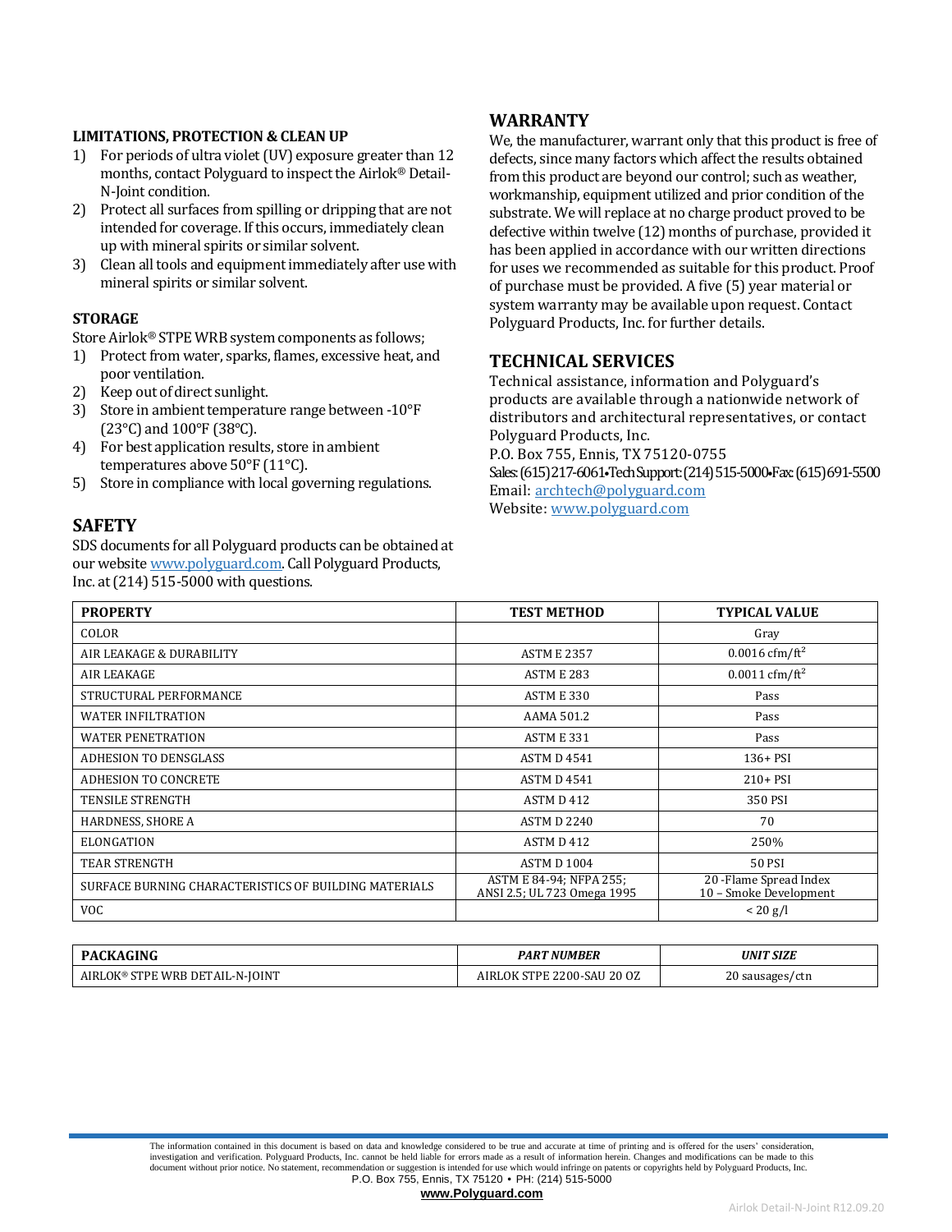### LIMITATIONS, PROTECTION & CLEAN UP

1) For periods of ultra violet (UV) exposure greater than 12 months, contact Polyguard to inspect the Airlok® Detail-N-Joint condition.
2) Protect all surfaces from spilling or dripping that are not intended for coverage. If this occurs, immediately clean up with mineral spirits or similar solvent.
3) Clean all tools and equipment immediately after use with mineral spirits or similar solvent.

### STORAGE

Store Airlok® STPE WRB system components as follows;

1) Protect from water, sparks, flames, excessive heat, and poor ventilation.
2) Keep out of direct sunlight.
3) Store in ambient temperature range between -10°F (23°C) and 100°F (38°C).
4) For best application results, store in ambient temperatures above 50°F (11°C).
5) Store in compliance with local governing regulations.

## SAFETY

SDS documents for all Polyguard products can be obtained at our website www.polyguard.com. Call Polyguard Products, Inc. at (214) 515-5000 with questions.

## WARRANTY

We, the manufacturer, warrant only that this product is free of defects, since many factors which affect the results obtained from this product are beyond our control; such as weather, workmanship, equipment utilized and prior condition of the substrate. We will replace at no charge product proved to be defective within twelve (12) months of purchase, provided it has been applied in accordance with our written directions for uses we recommended as suitable for this product. Proof of purchase must be provided. A five (5) year material or system warranty may be available upon request. Contact Polyguard Products, Inc. for further details.

## TECHNICAL SERVICES

Technical assistance, information and Polyguard's products are available through a nationwide network of distributors and architectural representatives, or contact Polyguard Products, Inc.
P.O. Box 755, Ennis, TX 75120-0755
Sales: (615) 217-6061•Tech Support: (214) 515-5000•Fax: (615) 691-5500
Email: archtech@polyguard.com
Website: www.polyguard.com

| PROPERTY | TEST METHOD | TYPICAL VALUE |
|---|---|---|
| COLOR | | Gray |
| AIR LEAKAGE & DURABILITY | ASTM E 2357 | 0.0016 cfm/ft$^2$ |
| AIR LEAKAGE | ASTM E 283 | 0.0011 cfm/ft$^2$ |
| STRUCTURAL PERFORMANCE | ASTM E 330 | Pass |
| WATER INFILTRATION | AAMA 501.2 | Pass |
| WATER PENETRATION | ASTM E 331 | Pass |
| ADHESION TO DENSGLASS | ASTM D 4541 | 136+ PSI |
| ADHESION TO CONCRETE | ASTM D 4541 | 210+ PSI |
| TENSILE STRENGTH | ASTM D 412 | 350 PSI |
| HARDNESS, SHORE A | ASTM D 2240 | 70 |
| ELONGATION | ASTM D 412 | 250% |
| TEAR STRENGTH | ASTM D 1004 | 50 PSI |
| SURFACE BURNING CHARACTERISTICS OF BUILDING MATERIALS | ASTM E 84-94; NFPA 255; ANSI 2.5; UL 723 Omega 1995 | 20 -Flame Spread Index 10 – Smoke Development |
| VOC | | < 20 g/l |

| PACKAGING | *PART NUMBER* | *UNIT SIZE* |
|---|---|---|
| AIRLOK® STPE WRB DETAIL-N-JOINT | AIRLOK STPE 2200-SAU 20 OZ | 20 sausages/ctn |

The information contained in this document is based on data and knowledge considered to be true and accurate at time of printing and is offered for the users' consideration, investigation and verification. Polyguard Products, Inc. cannot be held liable for errors made as a result of information herein. Changes and modifications can be made to this document without prior notice. No statement, recommendation or suggestion is intended for use which would infringe on patents or copyrights held by Polyguard Products, Inc.
P.O. Box 755, Ennis, TX 75120 • PH: (214) 515-5000
**www.Polyguard.com**

Airlok Detail-N-Joint R12.09.20